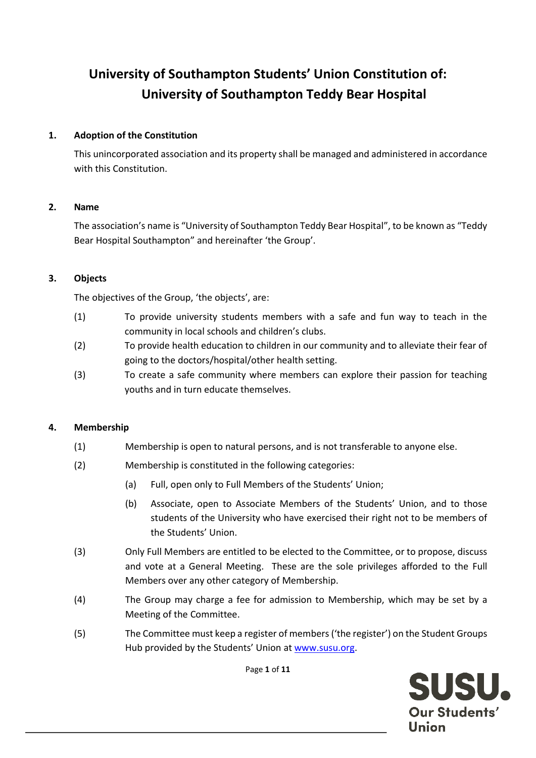# University of Southampton Students' Union Constitution of: University of Southampton Teddy Bear Hospital

## 1. Adoption of the Constitution

This unincorporated association and its property shall be managed and administered in accordance with this Constitution.

## 2. Name

The association's name is "University of Southampton Teddy Bear Hospital", to be known as "Teddy Bear Hospital Southampton" and hereinafter 'the Group'.

## 3. Objects

The objectives of the Group, 'the objects', are:

(1) To provide university students members with a safe and fun way to teach in the community in local schools and children's clubs.

(2) To provide health education to children in our community and to alleviate their fear of going to the doctors/hospital/other health setting.

(3) To create a safe community where members can explore their passion for teaching youths and in turn educate themselves.

## 4. Membership

(1) Membership is open to natural persons, and is not transferable to anyone else.

(2) Membership is constituted in the following categories:

  (a) Full, open only to Full Members of the Students' Union;

  (b) Associate, open to Associate Members of the Students' Union, and to those students of the University who have exercised their right not to be members of the Students' Union.

(3) Only Full Members are entitled to be elected to the Committee, or to propose, discuss and vote at a General Meeting. These are the sole privileges afforded to the Full Members over any other category of Membership.

(4) The Group may charge a fee for admission to Membership, which may be set by a Meeting of the Committee.

(5) The Committee must keep a register of members ('the register') on the Student Groups Hub provided by the Students' Union at [www.susu.org](www.susu.org).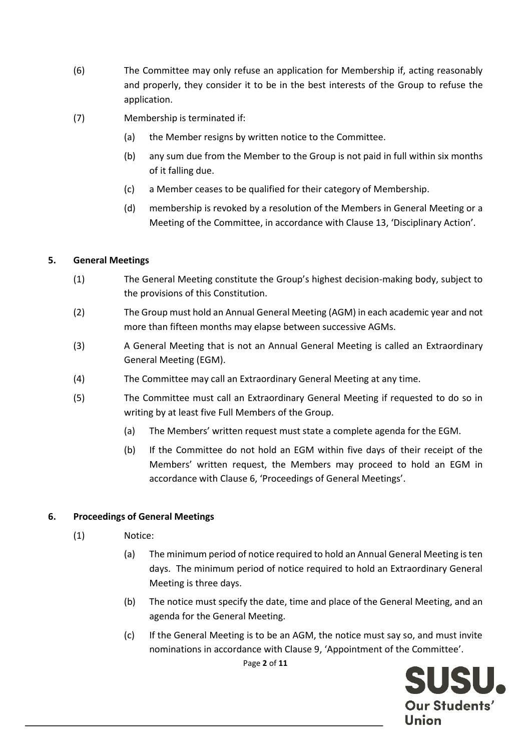(6) The Committee may only refuse an application for Membership if, acting reasonably and properly, they consider it to be in the best interests of the Group to refuse the application.

(7) Membership is terminated if:

   (a) the Member resigns by written notice to the Committee.

   (b) any sum due from the Member to the Group is not paid in full within six months of it falling due.

   (c) a Member ceases to be qualified for their category of Membership.

   (d) membership is revoked by a resolution of the Members in General Meeting or a Meeting of the Committee, in accordance with Clause 13, 'Disciplinary Action'.

## 5. General Meetings

(1) The General Meeting constitute the Group's highest decision-making body, subject to the provisions of this Constitution.

(2) The Group must hold an Annual General Meeting (AGM) in each academic year and not more than fifteen months may elapse between successive AGMs.

(3) A General Meeting that is not an Annual General Meeting is called an Extraordinary General Meeting (EGM).

(4) The Committee may call an Extraordinary General Meeting at any time.

(5) The Committee must call an Extraordinary General Meeting if requested to do so in writing by at least five Full Members of the Group.

   (a) The Members' written request must state a complete agenda for the EGM.

   (b) If the Committee do not hold an EGM within five days of their receipt of the Members' written request, the Members may proceed to hold an EGM in accordance with Clause 6, 'Proceedings of General Meetings'.

## 6. Proceedings of General Meetings

(1) Notice:

   (a) The minimum period of notice required to hold an Annual General Meeting is ten days. The minimum period of notice required to hold an Extraordinary General Meeting is three days.

   (b) The notice must specify the date, time and place of the General Meeting, and an agenda for the General Meeting.

   (c) If the General Meeting is to be an AGM, the notice must say so, and must invite nominations in accordance with Clause 9, 'Appointment of the Committee'.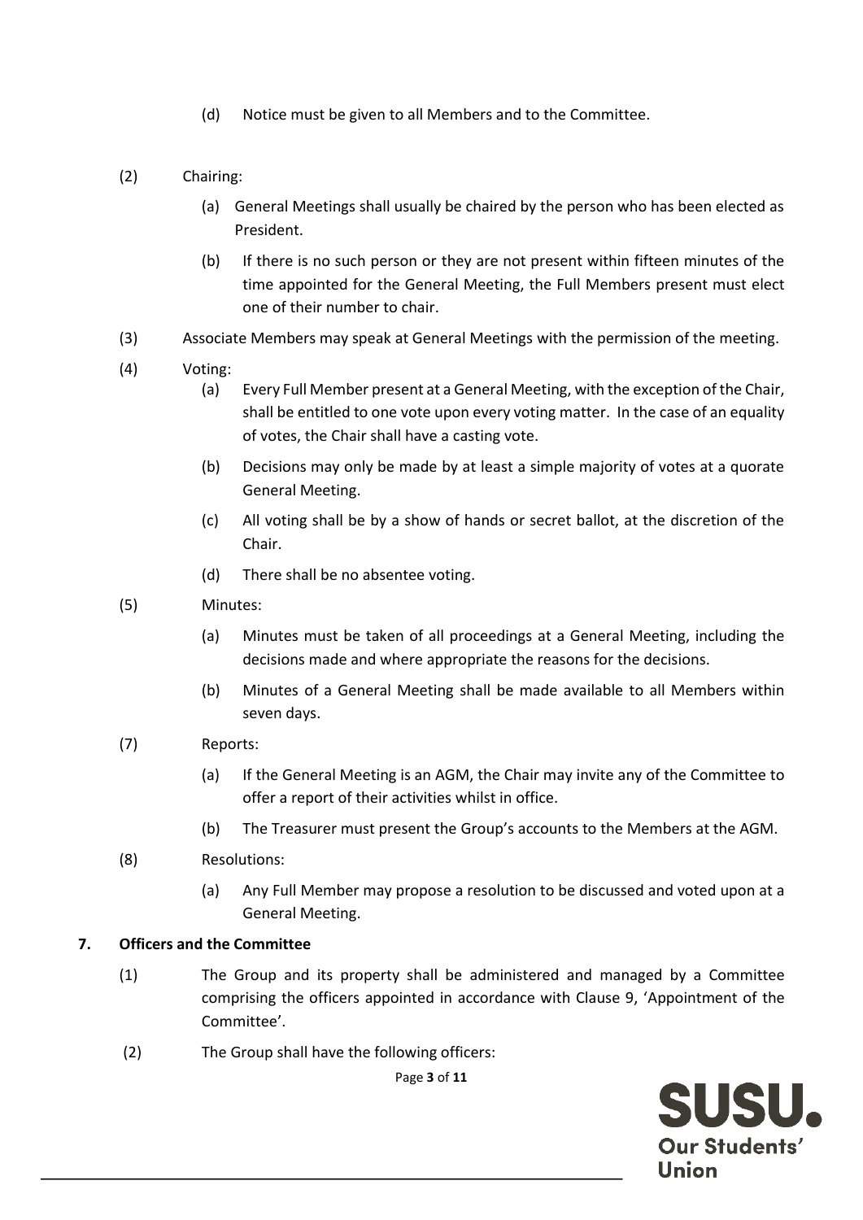(d) Notice must be given to all Members and to the Committee.

(2) Chairing:

(a) General Meetings shall usually be chaired by the person who has been elected as President.

(b) If there is no such person or they are not present within fifteen minutes of the time appointed for the General Meeting, the Full Members present must elect one of their number to chair.

(3) Associate Members may speak at General Meetings with the permission of the meeting.

(4) Voting:

(a) Every Full Member present at a General Meeting, with the exception of the Chair, shall be entitled to one vote upon every voting matter. In the case of an equality of votes, the Chair shall have a casting vote.

(b) Decisions may only be made by at least a simple majority of votes at a quorate General Meeting.

(c) All voting shall be by a show of hands or secret ballot, at the discretion of the Chair.

(d) There shall be no absentee voting.

(5) Minutes:

(a) Minutes must be taken of all proceedings at a General Meeting, including the decisions made and where appropriate the reasons for the decisions.

(b) Minutes of a General Meeting shall be made available to all Members within seven days.

(7) Reports:

(a) If the General Meeting is an AGM, the Chair may invite any of the Committee to offer a report of their activities whilst in office.

(b) The Treasurer must present the Group's accounts to the Members at the AGM.

(8) Resolutions:

(a) Any Full Member may propose a resolution to be discussed and voted upon at a General Meeting.

## 7. Officers and the Committee

(1) The Group and its property shall be administered and managed by a Committee comprising the officers appointed in accordance with Clause 9, 'Appointment of the Committee'.

(2) The Group shall have the following officers: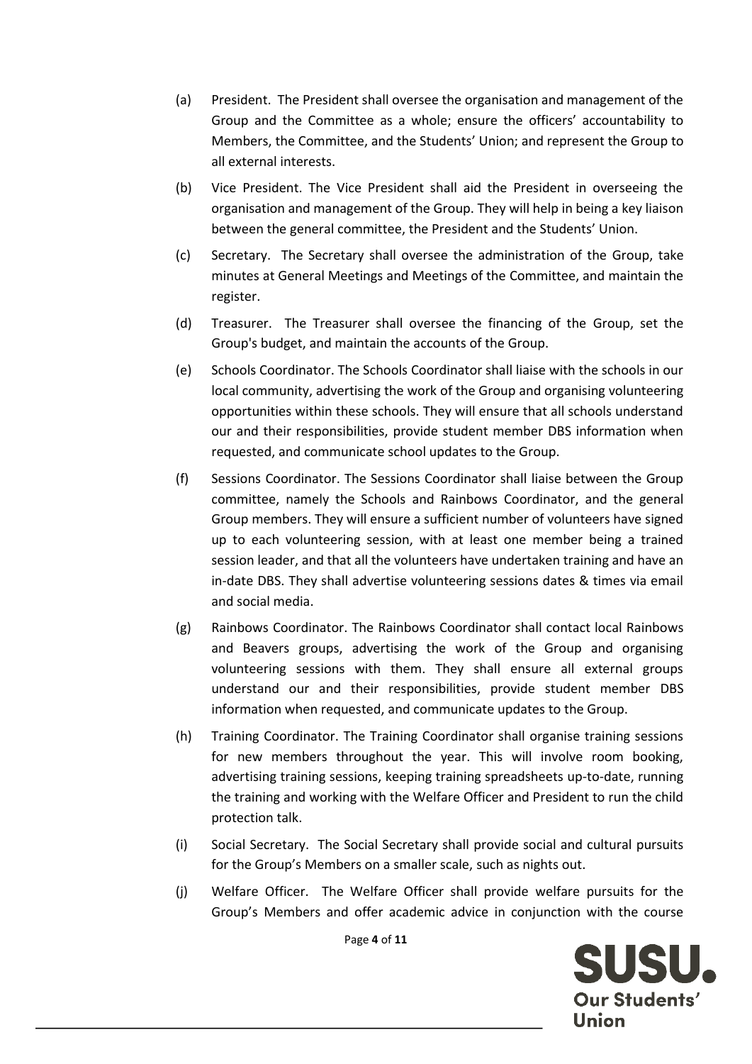(a) President. The President shall oversee the organisation and management of the Group and the Committee as a whole; ensure the officers' accountability to Members, the Committee, and the Students' Union; and represent the Group to all external interests.

(b) Vice President. The Vice President shall aid the President in overseeing the organisation and management of the Group. They will help in being a key liaison between the general committee, the President and the Students' Union.

(c) Secretary. The Secretary shall oversee the administration of the Group, take minutes at General Meetings and Meetings of the Committee, and maintain the register.

(d) Treasurer. The Treasurer shall oversee the financing of the Group, set the Group's budget, and maintain the accounts of the Group.

(e) Schools Coordinator. The Schools Coordinator shall liaise with the schools in our local community, advertising the work of the Group and organising volunteering opportunities within these schools. They will ensure that all schools understand our and their responsibilities, provide student member DBS information when requested, and communicate school updates to the Group.

(f) Sessions Coordinator. The Sessions Coordinator shall liaise between the Group committee, namely the Schools and Rainbows Coordinator, and the general Group members. They will ensure a sufficient number of volunteers have signed up to each volunteering session, with at least one member being a trained session leader, and that all the volunteers have undertaken training and have an in-date DBS. They shall advertise volunteering sessions dates & times via email and social media.

(g) Rainbows Coordinator. The Rainbows Coordinator shall contact local Rainbows and Beavers groups, advertising the work of the Group and organising volunteering sessions with them. They shall ensure all external groups understand our and their responsibilities, provide student member DBS information when requested, and communicate updates to the Group.

(h) Training Coordinator. The Training Coordinator shall organise training sessions for new members throughout the year. This will involve room booking, advertising training sessions, keeping training spreadsheets up-to-date, running the training and working with the Welfare Officer and President to run the child protection talk.

(i) Social Secretary. The Social Secretary shall provide social and cultural pursuits for the Group's Members on a smaller scale, such as nights out.

(j) Welfare Officer. The Welfare Officer shall provide welfare pursuits for the Group's Members and offer academic advice in conjunction with the course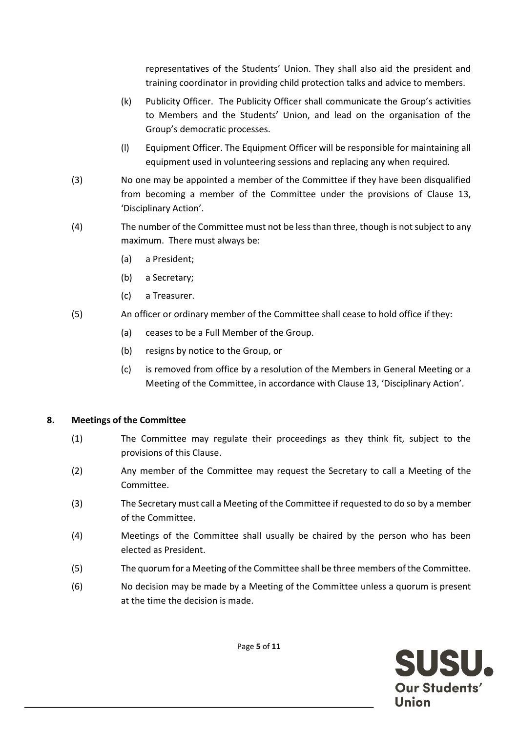representatives of the Students' Union. They shall also aid the president and training coordinator in providing child protection talks and advice to members.

(k) Publicity Officer. The Publicity Officer shall communicate the Group's activities to Members and the Students' Union, and lead on the organisation of the Group's democratic processes.

(l) Equipment Officer. The Equipment Officer will be responsible for maintaining all equipment used in volunteering sessions and replacing any when required.

(3) No one may be appointed a member of the Committee if they have been disqualified from becoming a member of the Committee under the provisions of Clause 13, 'Disciplinary Action'.

(4) The number of the Committee must not be less than three, though is not subject to any maximum. There must always be:

(a) a President;

(b) a Secretary;

(c) a Treasurer.

(5) An officer or ordinary member of the Committee shall cease to hold office if they:

(a) ceases to be a Full Member of the Group.

(b) resigns by notice to the Group, or

(c) is removed from office by a resolution of the Members in General Meeting or a Meeting of the Committee, in accordance with Clause 13, 'Disciplinary Action'.

## 8. Meetings of the Committee

(1) The Committee may regulate their proceedings as they think fit, subject to the provisions of this Clause.

(2) Any member of the Committee may request the Secretary to call a Meeting of the Committee.

(3) The Secretary must call a Meeting of the Committee if requested to do so by a member of the Committee.

(4) Meetings of the Committee shall usually be chaired by the person who has been elected as President.

(5) The quorum for a Meeting of the Committee shall be three members of the Committee.

(6) No decision may be made by a Meeting of the Committee unless a quorum is present at the time the decision is made.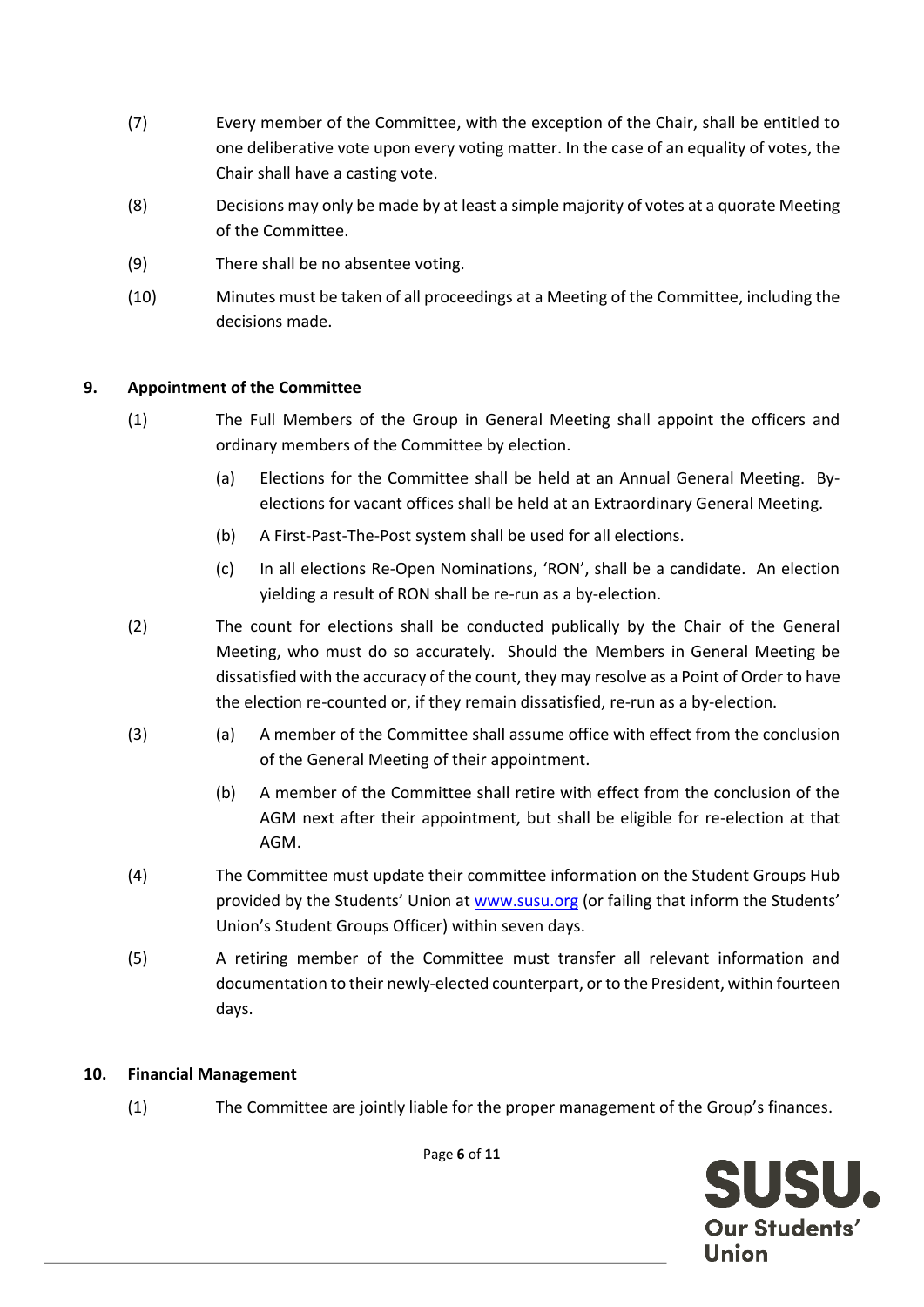(7) Every member of the Committee, with the exception of the Chair, shall be entitled to one deliberative vote upon every voting matter. In the case of an equality of votes, the Chair shall have a casting vote.

(8) Decisions may only be made by at least a simple majority of votes at a quorate Meeting of the Committee.

(9) There shall be no absentee voting.

(10) Minutes must be taken of all proceedings at a Meeting of the Committee, including the decisions made.

## 9. Appointment of the Committee

(1) The Full Members of the Group in General Meeting shall appoint the officers and ordinary members of the Committee by election.

- (a) Elections for the Committee shall be held at an Annual General Meeting. By-elections for vacant offices shall be held at an Extraordinary General Meeting.
- (b) A First-Past-The-Post system shall be used for all elections.
- (c) In all elections Re-Open Nominations, 'RON', shall be a candidate. An election yielding a result of RON shall be re-run as a by-election.

(2) The count for elections shall be conducted publically by the Chair of the General Meeting, who must do so accurately. Should the Members in General Meeting be dissatisfied with the accuracy of the count, they may resolve as a Point of Order to have the election re-counted or, if they remain dissatisfied, re-run as a by-election.

(3)
- (a) A member of the Committee shall assume office with effect from the conclusion of the General Meeting of their appointment.
- (b) A member of the Committee shall retire with effect from the conclusion of the AGM next after their appointment, but shall be eligible for re-election at that AGM.

(4) The Committee must update their committee information on the Student Groups Hub provided by the Students' Union at www.susu.org (or failing that inform the Students' Union's Student Groups Officer) within seven days.

(5) A retiring member of the Committee must transfer all relevant information and documentation to their newly-elected counterpart, or to the President, within fourteen days.

## 10. Financial Management

(1) The Committee are jointly liable for the proper management of the Group's finances.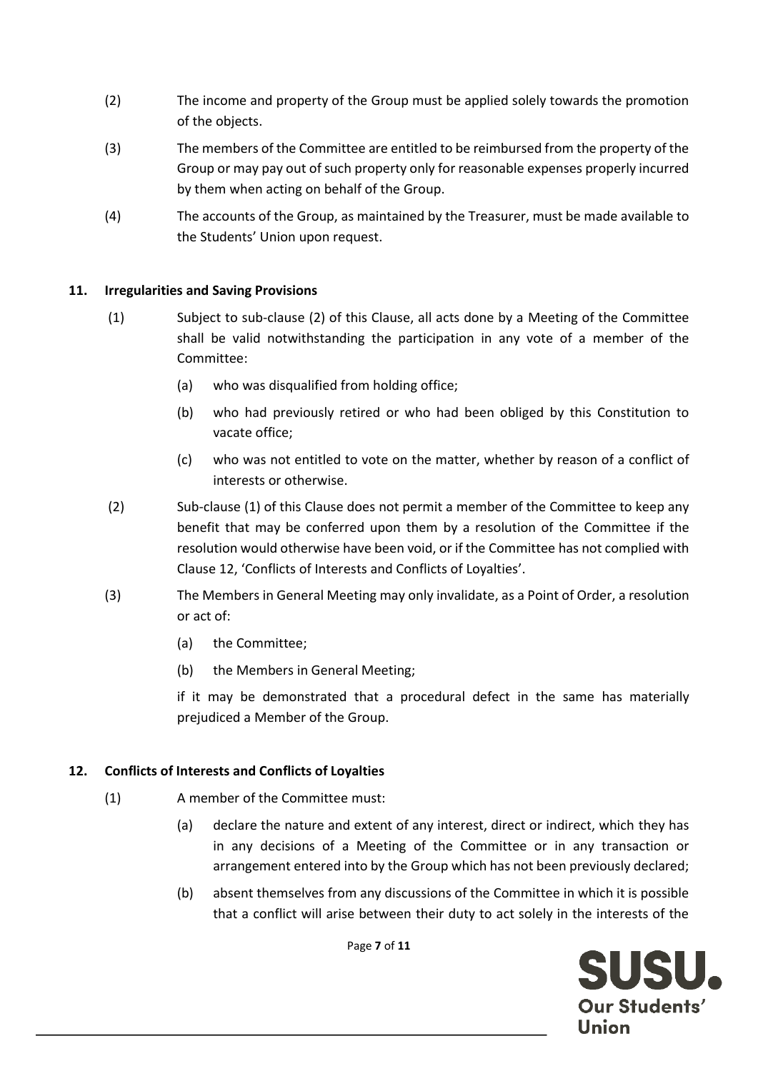(2) The income and property of the Group must be applied solely towards the promotion of the objects.

(3) The members of the Committee are entitled to be reimbursed from the property of the Group or may pay out of such property only for reasonable expenses properly incurred by them when acting on behalf of the Group.

(4) The accounts of the Group, as maintained by the Treasurer, must be made available to the Students' Union upon request.

**11. Irregularities and Saving Provisions**

(1) Subject to sub-clause (2) of this Clause, all acts done by a Meeting of the Committee shall be valid notwithstanding the participation in any vote of a member of the Committee:

- (a) who was disqualified from holding office;
- (b) who had previously retired or who had been obliged by this Constitution to vacate office;
- (c) who was not entitled to vote on the matter, whether by reason of a conflict of interests or otherwise.

(2) Sub-clause (1) of this Clause does not permit a member of the Committee to keep any benefit that may be conferred upon them by a resolution of the Committee if the resolution would otherwise have been void, or if the Committee has not complied with Clause 12, 'Conflicts of Interests and Conflicts of Loyalties'.

(3) The Members in General Meeting may only invalidate, as a Point of Order, a resolution or act of:

- (a) the Committee;
- (b) the Members in General Meeting;

if it may be demonstrated that a procedural defect in the same has materially prejudiced a Member of the Group.

**12. Conflicts of Interests and Conflicts of Loyalties**

(1) A member of the Committee must:

- (a) declare the nature and extent of any interest, direct or indirect, which they has in any decisions of a Meeting of the Committee or in any transaction or arrangement entered into by the Group which has not been previously declared;
- (b) absent themselves from any discussions of the Committee in which it is possible that a conflict will arise between their duty to act solely in the interests of the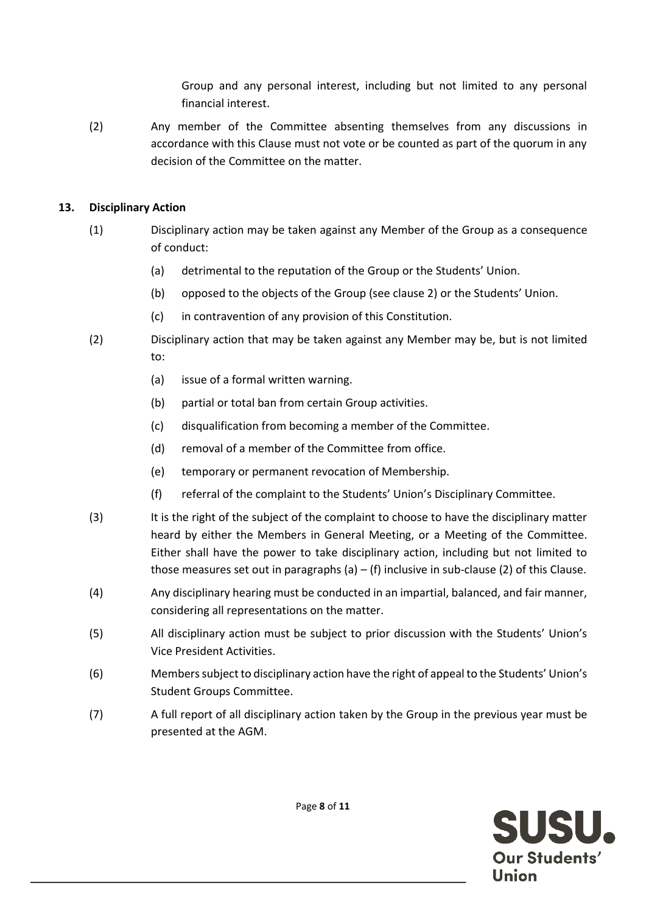Group and any personal interest, including but not limited to any personal financial interest.

(2) Any member of the Committee absenting themselves from any discussions in accordance with this Clause must not vote or be counted as part of the quorum in any decision of the Committee on the matter.

**13. Disciplinary Action**

(1) Disciplinary action may be taken against any Member of the Group as a consequence of conduct:

- (a) detrimental to the reputation of the Group or the Students' Union.
- (b) opposed to the objects of the Group (see clause 2) or the Students' Union.
- (c) in contravention of any provision of this Constitution.

(2) Disciplinary action that may be taken against any Member may be, but is not limited to:

- (a) issue of a formal written warning.
- (b) partial or total ban from certain Group activities.
- (c) disqualification from becoming a member of the Committee.
- (d) removal of a member of the Committee from office.
- (e) temporary or permanent revocation of Membership.
- (f) referral of the complaint to the Students' Union's Disciplinary Committee.

(3) It is the right of the subject of the complaint to choose to have the disciplinary matter heard by either the Members in General Meeting, or a Meeting of the Committee. Either shall have the power to take disciplinary action, including but not limited to those measures set out in paragraphs (a) – (f) inclusive in sub-clause (2) of this Clause.

(4) Any disciplinary hearing must be conducted in an impartial, balanced, and fair manner, considering all representations on the matter.

(5) All disciplinary action must be subject to prior discussion with the Students' Union's Vice President Activities.

(6) Members subject to disciplinary action have the right of appeal to the Students' Union's Student Groups Committee.

(7) A full report of all disciplinary action taken by the Group in the previous year must be presented at the AGM.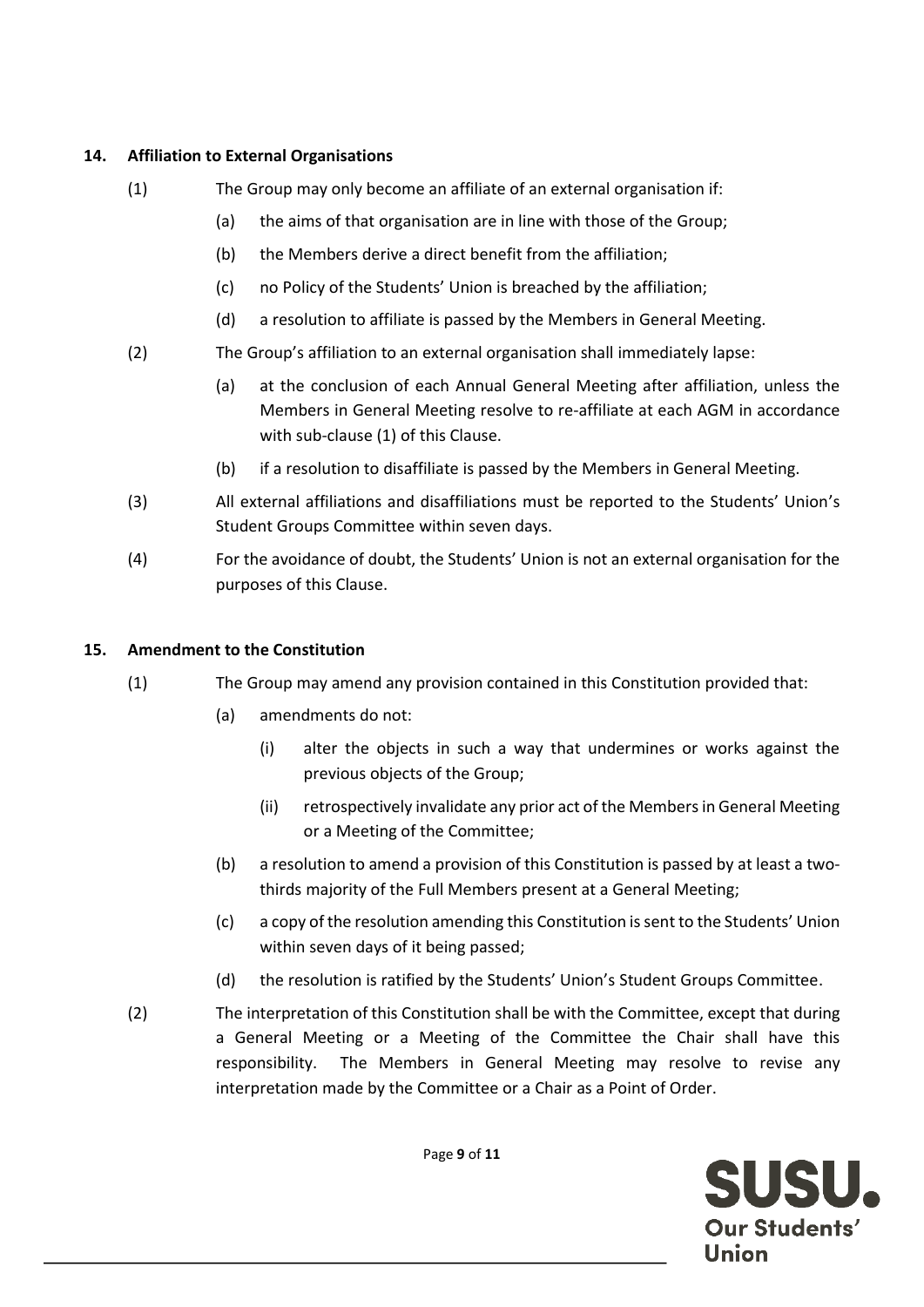### 14. Affiliation to External Organisations

(1) The Group may only become an affiliate of an external organisation if:

- (a) the aims of that organisation are in line with those of the Group;
- (b) the Members derive a direct benefit from the affiliation;
- (c) no Policy of the Students' Union is breached by the affiliation;
- (d) a resolution to affiliate is passed by the Members in General Meeting.

(2) The Group's affiliation to an external organisation shall immediately lapse:

- (a) at the conclusion of each Annual General Meeting after affiliation, unless the Members in General Meeting resolve to re-affiliate at each AGM in accordance with sub-clause (1) of this Clause.
- (b) if a resolution to disaffiliate is passed by the Members in General Meeting.

(3) All external affiliations and disaffiliations must be reported to the Students' Union's Student Groups Committee within seven days.

(4) For the avoidance of doubt, the Students' Union is not an external organisation for the purposes of this Clause.

### 15. Amendment to the Constitution

(1) The Group may amend any provision contained in this Constitution provided that:

- (a) amendments do not:
  - (i) alter the objects in such a way that undermines or works against the previous objects of the Group;
  - (ii) retrospectively invalidate any prior act of the Members in General Meeting or a Meeting of the Committee;
- (b) a resolution to amend a provision of this Constitution is passed by at least a two-thirds majority of the Full Members present at a General Meeting;
- (c) a copy of the resolution amending this Constitution is sent to the Students' Union within seven days of it being passed;
- (d) the resolution is ratified by the Students' Union's Student Groups Committee.

(2) The interpretation of this Constitution shall be with the Committee, except that during a General Meeting or a Meeting of the Committee the Chair shall have this responsibility. The Members in General Meeting may resolve to revise any interpretation made by the Committee or a Chair as a Point of Order.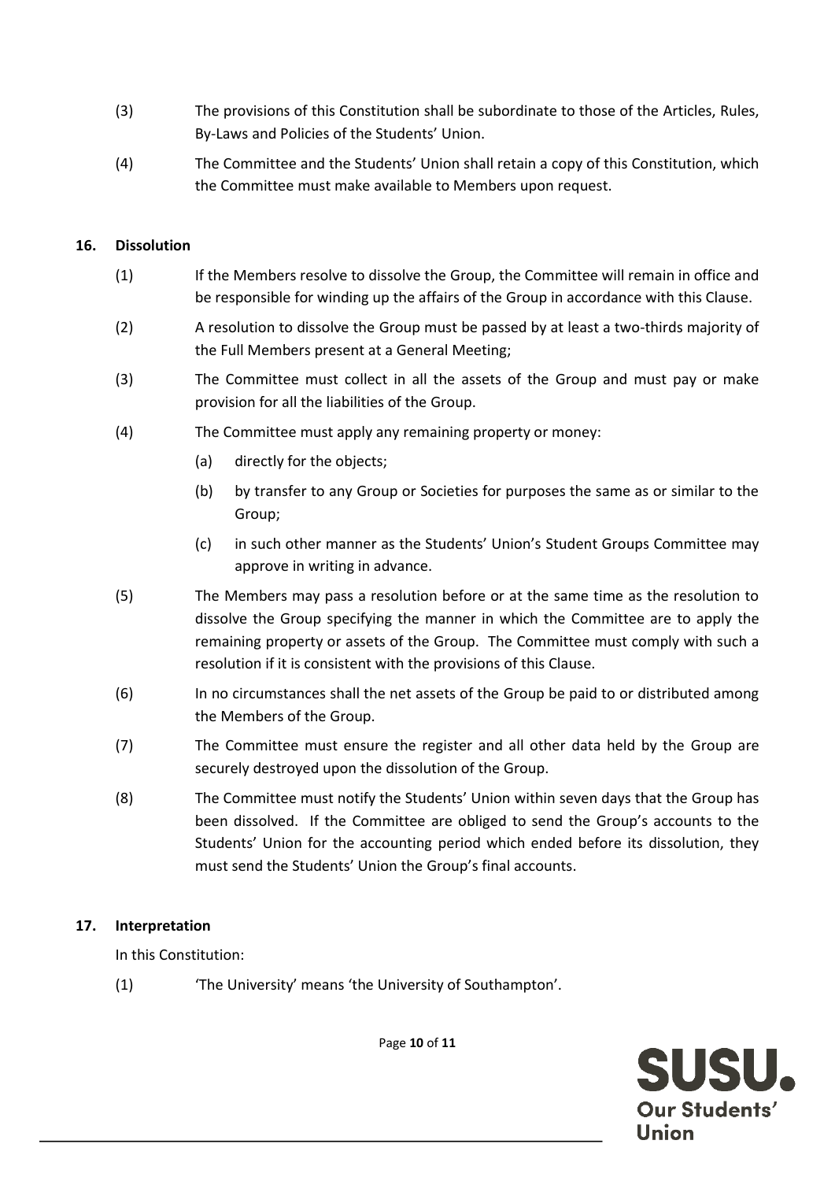(3) The provisions of this Constitution shall be subordinate to those of the Articles, Rules, By-Laws and Policies of the Students' Union.

(4) The Committee and the Students' Union shall retain a copy of this Constitution, which the Committee must make available to Members upon request.

**16. Dissolution**

(1) If the Members resolve to dissolve the Group, the Committee will remain in office and be responsible for winding up the affairs of the Group in accordance with this Clause.

(2) A resolution to dissolve the Group must be passed by at least a two-thirds majority of the Full Members present at a General Meeting;

(3) The Committee must collect in all the assets of the Group and must pay or make provision for all the liabilities of the Group.

(4) The Committee must apply any remaining property or money:

(a) directly for the objects;

(b) by transfer to any Group or Societies for purposes the same as or similar to the Group;

(c) in such other manner as the Students' Union's Student Groups Committee may approve in writing in advance.

(5) The Members may pass a resolution before or at the same time as the resolution to dissolve the Group specifying the manner in which the Committee are to apply the remaining property or assets of the Group. The Committee must comply with such a resolution if it is consistent with the provisions of this Clause.

(6) In no circumstances shall the net assets of the Group be paid to or distributed among the Members of the Group.

(7) The Committee must ensure the register and all other data held by the Group are securely destroyed upon the dissolution of the Group.

(8) The Committee must notify the Students' Union within seven days that the Group has been dissolved. If the Committee are obliged to send the Group's accounts to the Students' Union for the accounting period which ended before its dissolution, they must send the Students' Union the Group's final accounts.

**17. Interpretation**

In this Constitution:

(1) 'The University' means 'the University of Southampton'.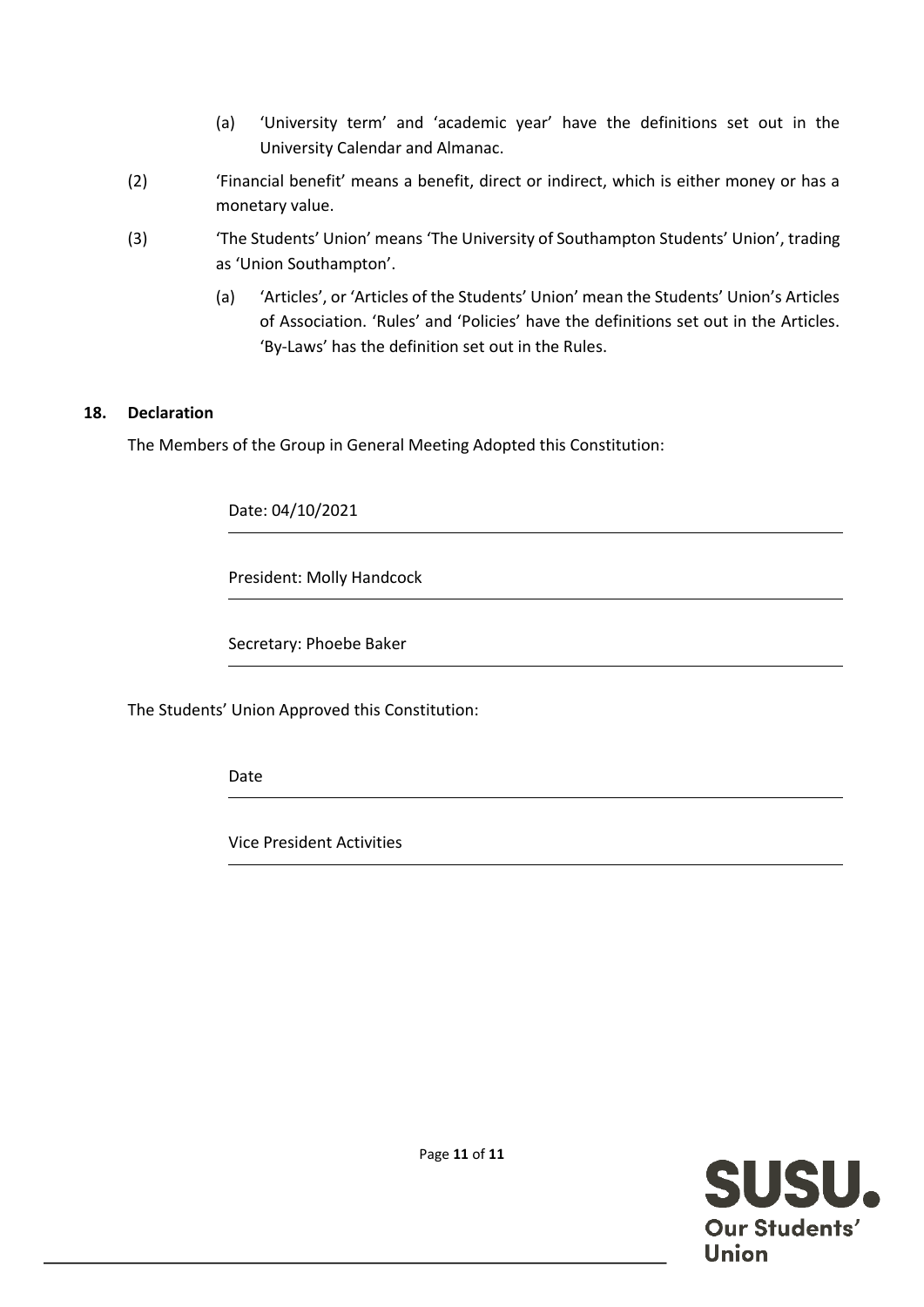(a) 'University term' and 'academic year' have the definitions set out in the University Calendar and Almanac.

(2) 'Financial benefit' means a benefit, direct or indirect, which is either money or has a monetary value.

(3) 'The Students' Union' means 'The University of Southampton Students' Union', trading as 'Union Southampton'.

(a) 'Articles', or 'Articles of the Students' Union' mean the Students' Union's Articles of Association. 'Rules' and 'Policies' have the definitions set out in the Articles. 'By-Laws' has the definition set out in the Rules.

## 18. Declaration

The Members of the Group in General Meeting Adopted this Constitution:

Date: 04/10/2021

President: Molly Handcock

Secretary: Phoebe Baker

The Students' Union Approved this Constitution:

Date

Vice President Activities